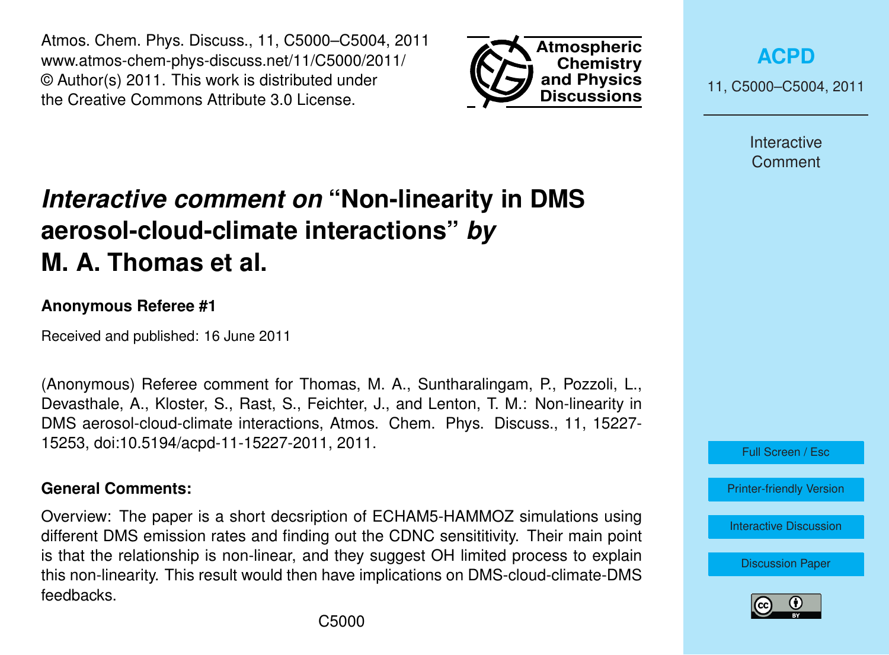# *Interactive comment on* "Non-linearity in DMS aerosol-cloud-climate interactions" *by* M. A. Thomas et al.

**Anonymous Referee #1**

Received and published: 16 June 2011

(Anonymous) Referee comment for Thomas, M. A., Suntharalingam, P., Pozzoli, L., Devasthale, A., Kloster, S., Rast, S., Feichter, J., and Lenton, T. M.: Non-linearity in DMS aerosol-cloud-climate interactions, Atmos. Chem. Phys. Discuss., 11, 15227-15253, doi:10.5194/acpd-11-15227-2011, 2011.

**General Comments:**

Overview: The paper is a short decsription of ECHAM5-HAMMOZ simulations using different DMS emission rates and finding out the CDNC sensititivity. Their main point is that the relationship is non-linear, and they suggest OH limited process to explain this non-linearity. This result would then have implications on DMS-cloud-climate-DMS feedbacks.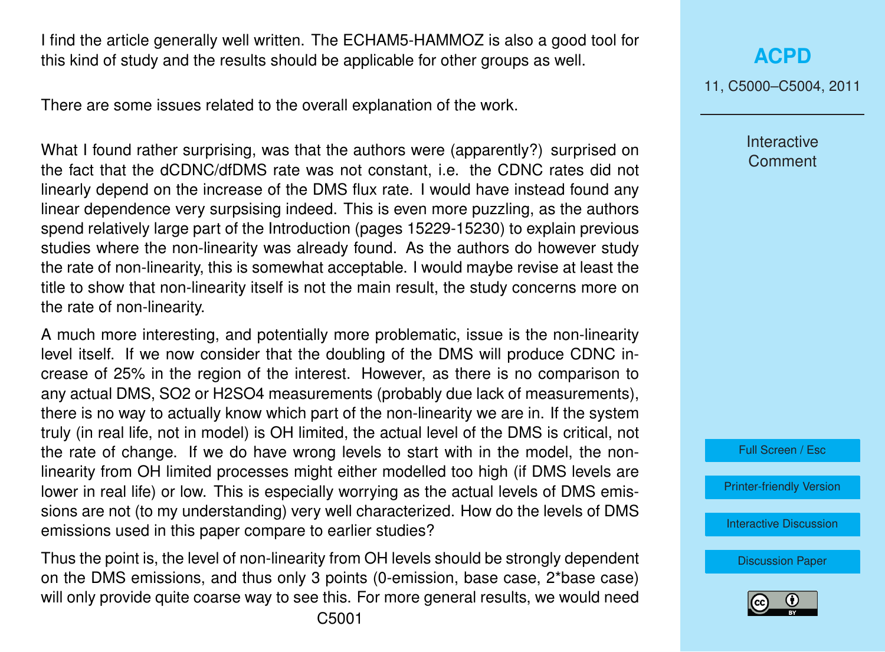I find the article generally well written. The ECHAM5-HAMMOZ is also a good tool for this kind of study and the results should be applicable for other groups as well.

There are some issues related to the overall explanation of the work.

What I found rather surprising, was that the authors were (apparently?) surprised on the fact that the dCDNC/dfDMS rate was not constant, i.e. the CDNC rates did not linearly depend on the increase of the DMS flux rate. I would have instead found any linear dependence very surpsising indeed. This is even more puzzling, as the authors spend relatively large part of the Introduction (pages 15229-15230) to explain previous studies where the non-linearity was already found. As the authors do however study the rate of non-linearity, this is somewhat acceptable. I would maybe revise at least the title to show that non-linearity itself is not the main result, the study concerns more on the rate of non-linearity.

A much more interesting, and potentially more problematic, issue is the non-linearity level itself. If we now consider that the doubling of the DMS will produce CDNC increase of 25% in the region of the interest. However, as there is no comparison to any actual DMS, SO2 or H2SO4 measurements (probably due lack of measurements), there is no way to actually know which part of the non-linearity we are in. If the system truly (in real life, not in model) is OH limited, the actual level of the DMS is critical, not the rate of change. If we do have wrong levels to start with in the model, the non-linearity from OH limited processes might either modelled too high (if DMS levels are lower in real life) or low. This is especially worrying as the actual levels of DMS emissions are not (to my understanding) very well characterized. How do the levels of DMS emissions used in this paper compare to earlier studies?

Thus the point is, the level of non-linearity from OH levels should be strongly dependent on the DMS emissions, and thus only 3 points (0-emission, base case, 2*base case) will only provide quite coarse way to see this. For more general results, we would need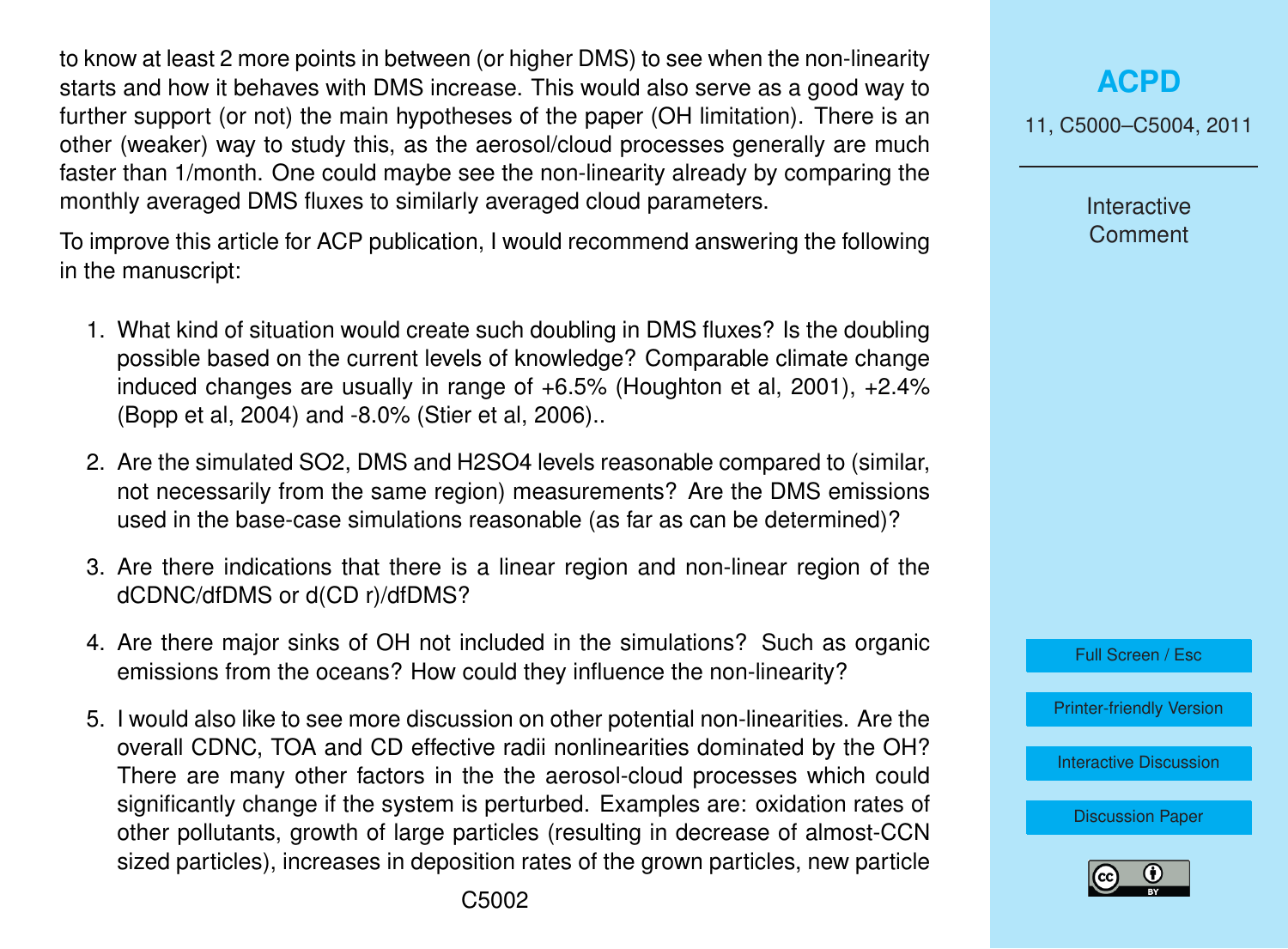to know at least 2 more points in between (or higher DMS) to see when the non-linearity starts and how it behaves with DMS increase. This would also serve as a good way to further support (or not) the main hypotheses of the paper (OH limitation). There is an other (weaker) way to study this, as the aerosol/cloud processes generally are much faster than 1/month. One could maybe see the non-linearity already by comparing the monthly averaged DMS fluxes to similarly averaged cloud parameters.

To improve this article for ACP publication, I would recommend answering the following in the manuscript:

1. What kind of situation would create such doubling in DMS fluxes? Is the doubling possible based on the current levels of knowledge? Comparable climate change induced changes are usually in range of +6.5% (Houghton et al, 2001), +2.4% (Bopp et al, 2004) and -8.0% (Stier et al, 2006)..
2. Are the simulated $SO_2$, DMS and $H_2SO_4$ levels reasonable compared to (similar, not necessarily from the same region) measurements? Are the DMS emissions used in the base-case simulations reasonable (as far as can be determined)?
3. Are there indications that there is a linear region and non-linear region of the dCDNC/dfDMS or d(CD r)/dfDMS?
4. Are there major sinks of OH not included in the simulations? Such as organic emissions from the oceans? How could they influence the non-linearity?
5. I would also like to see more discussion on other potential non-linearities. Are the overall CDNC, TOA and CD effective radii nonlinearities dominated by the OH? There are many other factors in the the aerosol-cloud processes which could significantly change if the system is perturbed. Examples are: oxidation rates of other pollutants, growth of large particles (resulting in decrease of almost-CCN sized particles), increases in deposition rates of the grown particles, new particle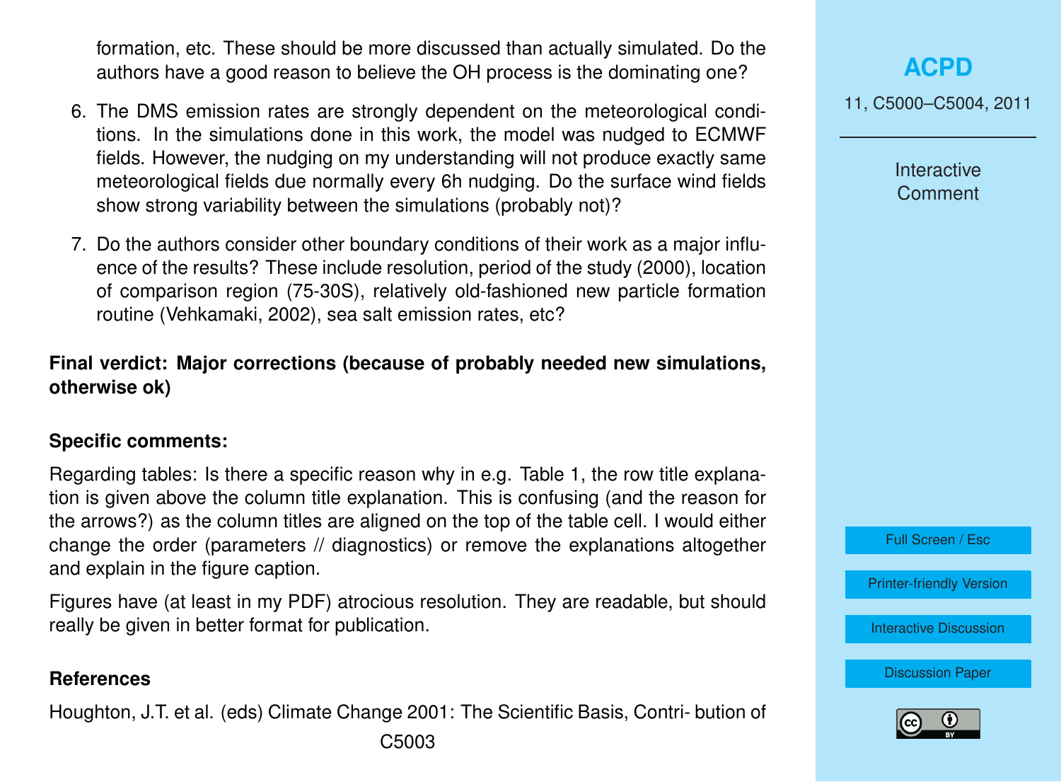formation, etc. These should be more discussed than actually simulated. Do the authors have a good reason to believe the OH process is the dominating one?

6. The DMS emission rates are strongly dependent on the meteorological conditions. In the simulations done in this work, the model was nudged to ECMWF fields. However, the nudging on my understanding will not produce exactly same meteorological fields due normally every 6h nudging. Do the surface wind fields show strong variability between the simulations (probably not)?

7. Do the authors consider other boundary conditions of their work as a major influence of the results? These include resolution, period of the study (2000), location of comparison region (75-30S), relatively old-fashioned new particle formation routine (Vehkamaki, 2002), sea salt emission rates, etc?

**Final verdict: Major corrections (because of probably needed new simulations, otherwise ok)**

**Specific comments:**

Regarding tables: Is there a specific reason why in e.g. Table 1, the row title explanation is given above the column title explanation. This is confusing (and the reason for the arrows?) as the column titles are aligned on the top of the table cell. I would either change the order (parameters // diagnostics) or remove the explanations altogether and explain in the figure caption.

Figures have (at least in my PDF) atrocious resolution. They are readable, but should really be given in better format for publication.

**References**

Houghton, J.T. et al. (eds) Climate Change 2001: The Scientific Basis, Contri- bution of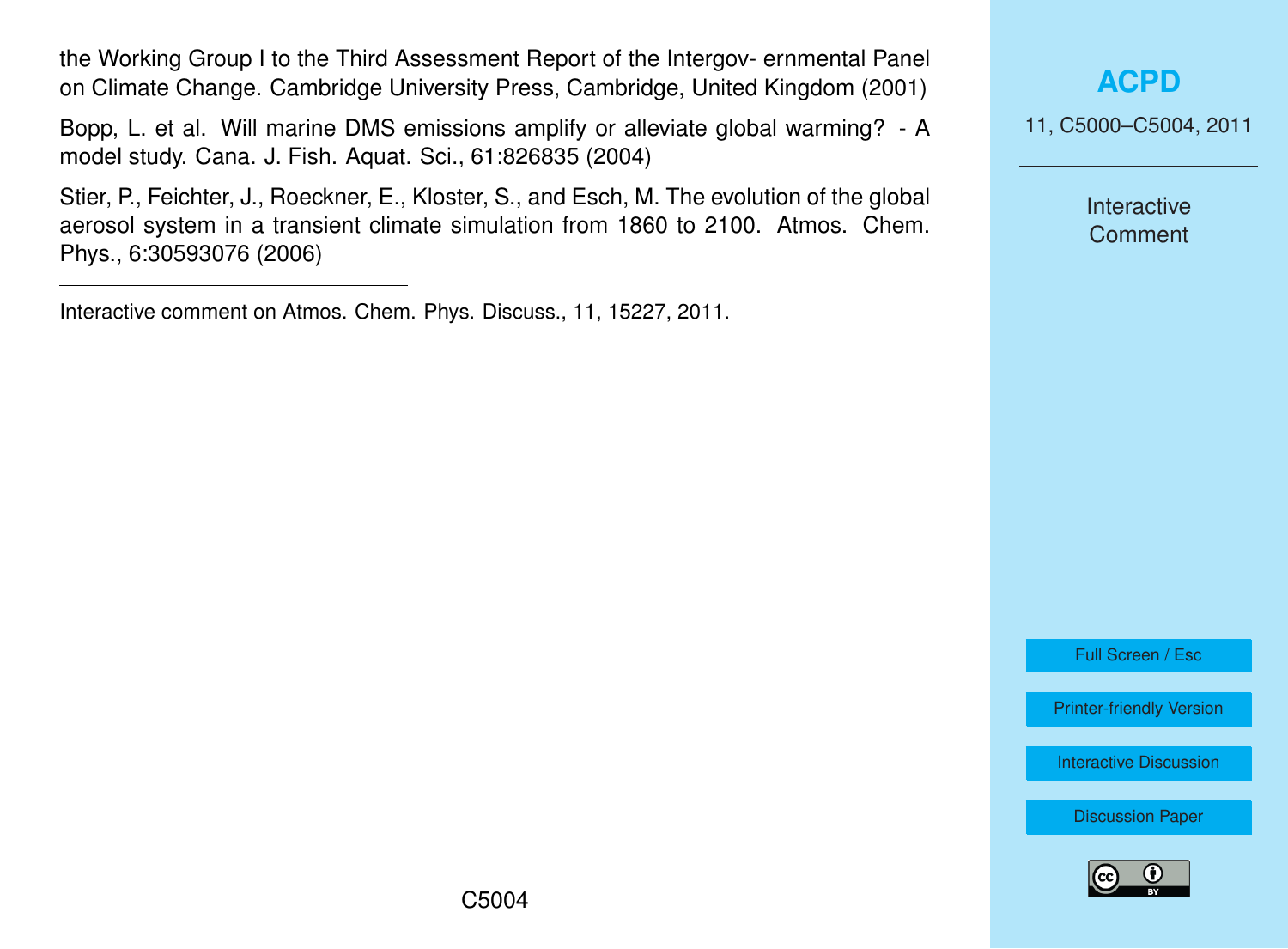the Working Group I to the Third Assessment Report of the Intergov- ernmental Panel on Climate Change. Cambridge University Press, Cambridge, United Kingdom (2001)

Bopp, L. et al. Will marine DMS emissions amplify or alleviate global warming? - A model study. Cana. J. Fish. Aquat. Sci., 61:826835 (2004)

Stier, P., Feichter, J., Roeckner, E., Kloster, S., and Esch, M. The evolution of the global aerosol system in a transient climate simulation from 1860 to 2100. Atmos. Chem. Phys., 6:30593076 (2006)

---

Interactive comment on Atmos. Chem. Phys. Discuss., 11, 15227, 2011.